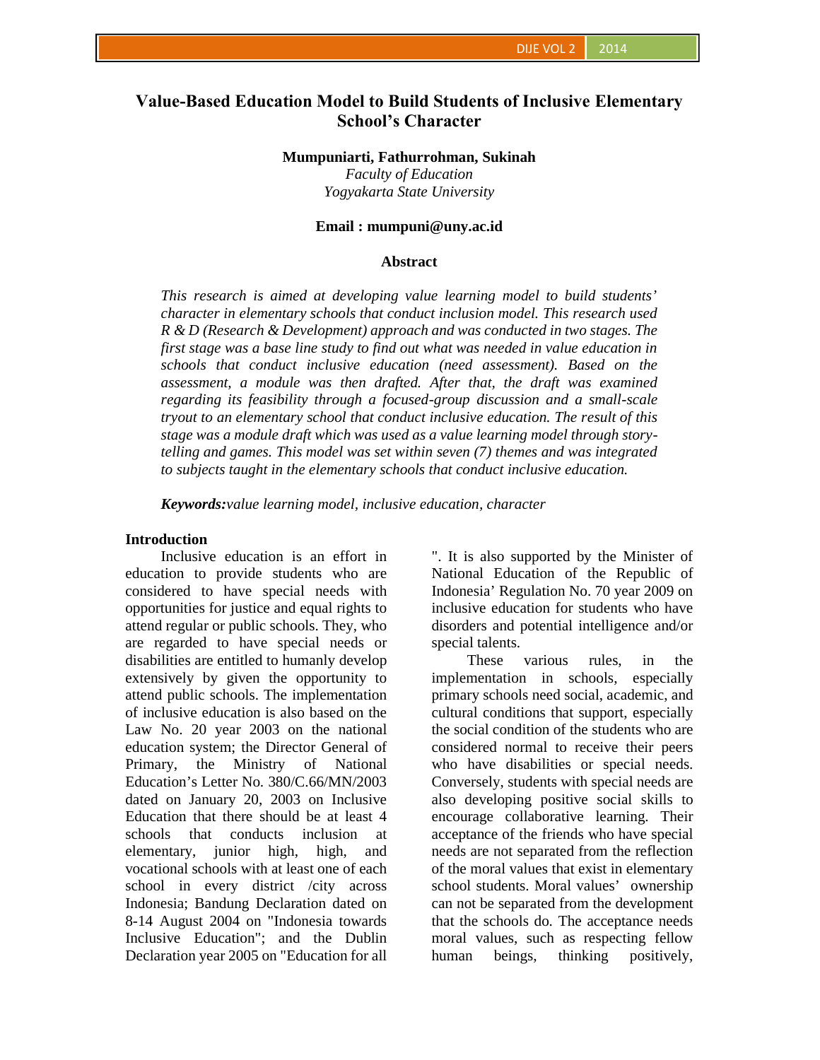# Value-Based Education Model to Build Students of Inclusive Elementary School's Character

**Mumpuniarti, Fathurrohman, Sukinah**

*Faculty of Education*

*Yogyakarta State University*

**Email : mumpuni@uny.ac.id**

## Abstract

*This research is aimed at developing value learning model to build students' character in elementary schools that conduct inclusion model. This research used R & D (Research & Development) approach and was conducted in two stages. The first stage was a base line study to find out what was needed in value education in schools that conduct inclusive education (need assessment). Based on the assessment, a module was then drafted. After that, the draft was examined regarding its feasibility through a focused-group discussion and a small-scale tryout to an elementary school that conduct inclusive education. The result of this stage was a module draft which was used as a value learning model through story-telling and games. This model was set within seven (7) themes and was integrated to subjects taught in the elementary schools that conduct inclusive education.*

***Keywords:****value learning model, inclusive education, character*

## Introduction

Inclusive education is an effort in education to provide students who are considered to have special needs with opportunities for justice and equal rights to attend regular or public schools. They, who are regarded to have special needs or disabilities are entitled to humanly develop extensively by given the opportunity to attend public schools. The implementation of inclusive education is also based on the Law No. 20 year 2003 on the national education system; the Director General of Primary, the Ministry of National Education's Letter No. 380/C.66/MN/2003 dated on January 20, 2003 on Inclusive Education that there should be at least 4 schools that conducts inclusion at elementary, junior high, high, and vocational schools with at least one of each school in every district /city across Indonesia; Bandung Declaration dated on 8-14 August 2004 on "Indonesia towards Inclusive Education"; and the Dublin Declaration year 2005 on "Education for all ". It is also supported by the Minister of National Education of the Republic of Indonesia' Regulation No. 70 year 2009 on inclusive education for students who have disorders and potential intelligence and/or special talents.

These various rules, in the implementation in schools, especially primary schools need social, academic, and cultural conditions that support, especially the social condition of the students who are considered normal to receive their peers who have disabilities or special needs. Conversely, students with special needs are also developing positive social skills to encourage collaborative learning. Their acceptance of the friends who have special needs are not separated from the reflection of the moral values that exist in elementary school students. Moral values' ownership can not be separated from the development that the schools do. The acceptance needs moral values, such as respecting fellow human beings, thinking positively,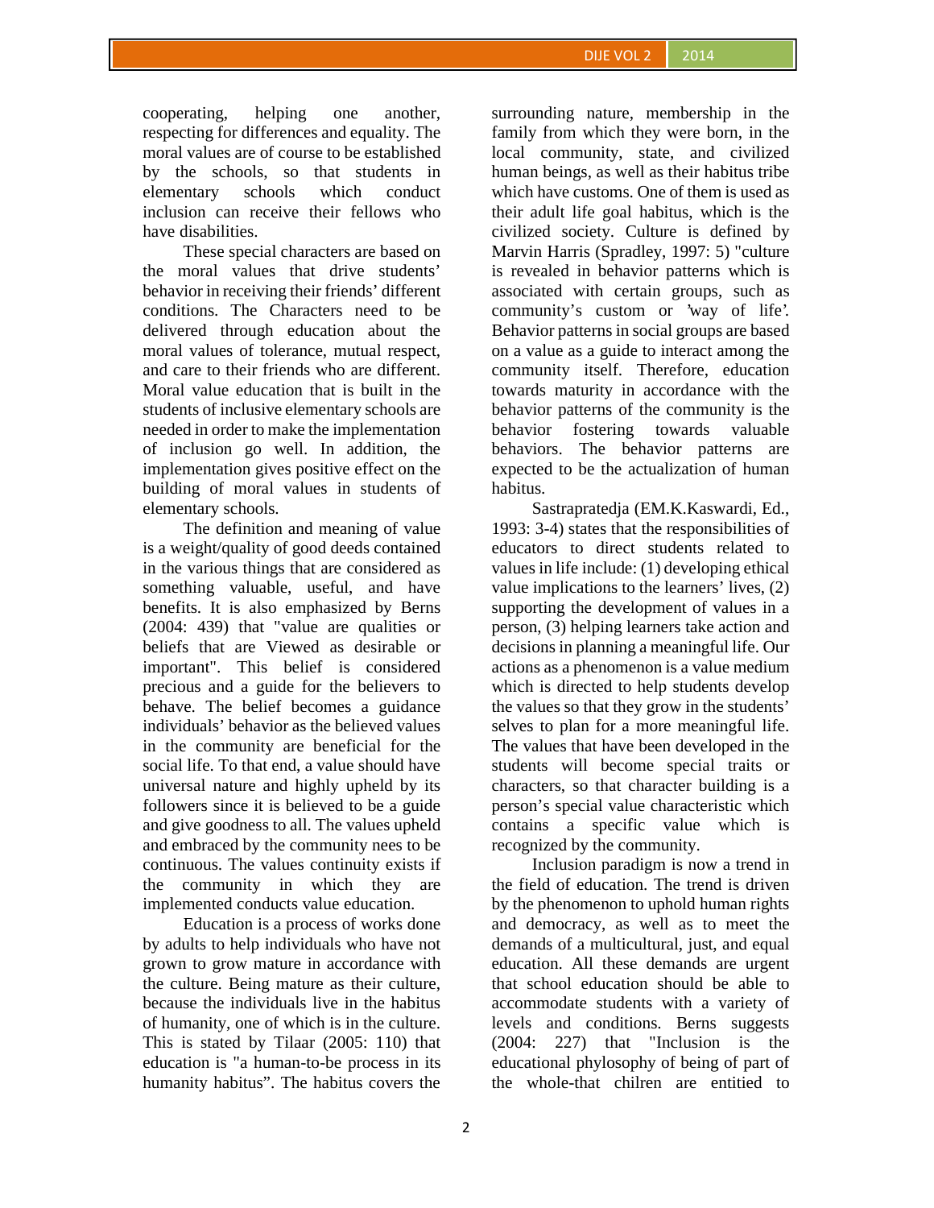cooperating, helping one another, respecting for differences and equality. The moral values are of course to be established by the schools, so that students in elementary schools which conduct inclusion can receive their fellows who have disabilities.

These special characters are based on the moral values that drive students' behavior in receiving their friends' different conditions. The Characters need to be delivered through education about the moral values of tolerance, mutual respect, and care to their friends who are different. Moral value education that is built in the students of inclusive elementary schools are needed in order to make the implementation of inclusion go well. In addition, the implementation gives positive effect on the building of moral values in students of elementary schools.

The definition and meaning of value is a weight/quality of good deeds contained in the various things that are considered as something valuable, useful, and have benefits. It is also emphasized by Berns (2004: 439) that "value are qualities or beliefs that are Viewed as desirable or important". This belief is considered precious and a guide for the believers to behave. The belief becomes a guidance individuals' behavior as the believed values in the community are beneficial for the social life. To that end, a value should have universal nature and highly upheld by its followers since it is believed to be a guide and give goodness to all. The values upheld and embraced by the community nees to be continuous. The values continuity exists if the community in which they are implemented conducts value education.

Education is a process of works done by adults to help individuals who have not grown to grow mature in accordance with the culture. Being mature as their culture, because the individuals live in the habitus of humanity, one of which is in the culture. This is stated by Tilaar (2005: 110) that education is "a human-to-be process in its humanity habitus". The habitus covers the surrounding nature, membership in the family from which they were born, in the local community, state, and civilized human beings, as well as their habitus tribe which have customs. One of them is used as their adult life goal habitus, which is the civilized society. Culture is defined by Marvin Harris (Spradley, 1997: 5) "culture is revealed in behavior patterns which is associated with certain groups, such as community's custom or 'way of life'. Behavior patterns in social groups are based on a value as a guide to interact among the community itself. Therefore, education towards maturity in accordance with the behavior patterns of the community is the behavior fostering towards valuable behaviors. The behavior patterns are expected to be the actualization of human habitus.

Sastrapratedja (EM.K.Kaswardi, Ed., 1993: 3-4) states that the responsibilities of educators to direct students related to values in life include: (1) developing ethical value implications to the learners' lives, (2) supporting the development of values in a person, (3) helping learners take action and decisions in planning a meaningful life. Our actions as a phenomenon is a value medium which is directed to help students develop the values so that they grow in the students' selves to plan for a more meaningful life. The values that have been developed in the students will become special traits or characters, so that character building is a person's special value characteristic which contains a specific value which is recognized by the community.

Inclusion paradigm is now a trend in the field of education. The trend is driven by the phenomenon to uphold human rights and democracy, as well as to meet the demands of a multicultural, just, and equal education. All these demands are urgent that school education should be able to accommodate students with a variety of levels and conditions. Berns suggests (2004: 227) that "Inclusion is the educational phylosophy of being of part of the whole-that chilren are entitled to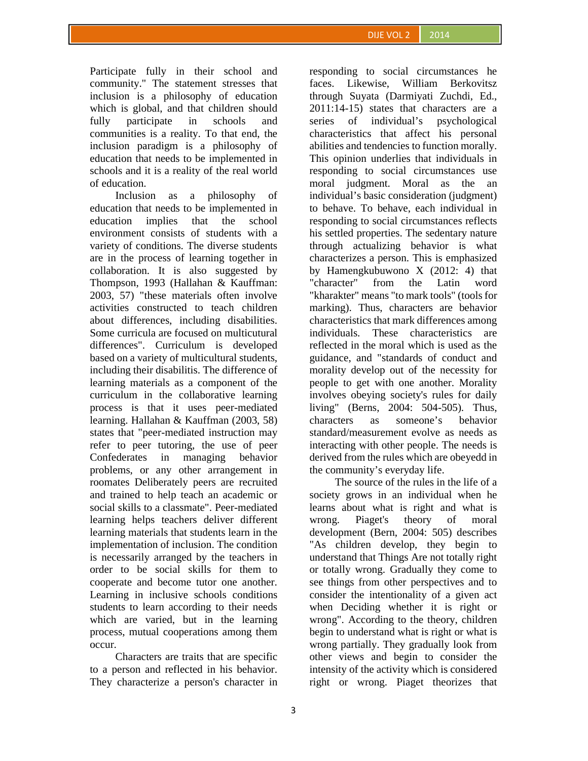Participate fully in their school and community." The statement stresses that inclusion is a philosophy of education which is global, and that children should fully participate in schools and communities is a reality. To that end, the inclusion paradigm is a philosophy of education that needs to be implemented in schools and it is a reality of the real world of education.

Inclusion as a philosophy of education that needs to be implemented in education implies that the school environment consists of students with a variety of conditions. The diverse students are in the process of learning together in collaboration. It is also suggested by Thompson, 1993 (Hallahan & Kauffman: 2003, 57) "these materials often involve activities constructed to teach children about differences, including disabilities. Some curricula are focused on multicutural differences". Curriculum is developed based on a variety of multicultural students, including their disabilitis. The difference of learning materials as a component of the curriculum in the collaborative learning process is that it uses peer-mediated learning. Hallahan & Kauffman (2003, 58) states that "peer-mediated instruction may refer to peer tutoring, the use of peer Confederates in managing behavior problems, or any other arrangement in roomates Deliberately peers are recruited and trained to help teach an academic or social skills to a classmate". Peer-mediated learning helps teachers deliver different learning materials that students learn in the implementation of inclusion. The condition is necessarily arranged by the teachers in order to be social skills for them to cooperate and become tutor one another. Learning in inclusive schools conditions students to learn according to their needs which are varied, but in the learning process, mutual cooperations among them occur.

Characters are traits that are specific to a person and reflected in his behavior. They characterize a person's character in responding to social circumstances he faces. Likewise, William Berkovitsz through Suyata (Darmiyati Zuchdi, Ed., 2011:14-15) states that characters are a series of individual's psychological characteristics that affect his personal abilities and tendencies to function morally. This opinion underlies that individuals in responding to social circumstances use moral judgment. Moral as the an individual's basic consideration (judgment) to behave. To behave, each individual in responding to social circumstances reflects his settled properties. The sedentary nature through actualizing behavior is what characterizes a person. This is emphasized by Hamengkubuwono X (2012: 4) that "character" from the Latin word "kharakter" means "to mark tools" (tools for marking). Thus, characters are behavior characteristics that mark differences among individuals. These characteristics are reflected in the moral which is used as the guidance, and "standards of conduct and morality develop out of the necessity for people to get with one another. Morality involves obeying society's rules for daily living" (Berns, 2004: 504-505). Thus, characters as someone's behavior standard/measurement evolve as needs as interacting with other people. The needs is derived from the rules which are obeyedd in the community's everyday life.

The source of the rules in the life of a society grows in an individual when he learns about what is right and what is wrong. Piaget's theory of moral development (Bern, 2004: 505) describes "As children develop, they begin to understand that Things Are not totally right or totally wrong. Gradually they come to see things from other perspectives and to consider the intentionality of a given act when Deciding whether it is right or wrong". According to the theory, children begin to understand what is right or what is wrong partially. They gradually look from other views and begin to consider the intensity of the activity which is considered right or wrong. Piaget theorizes that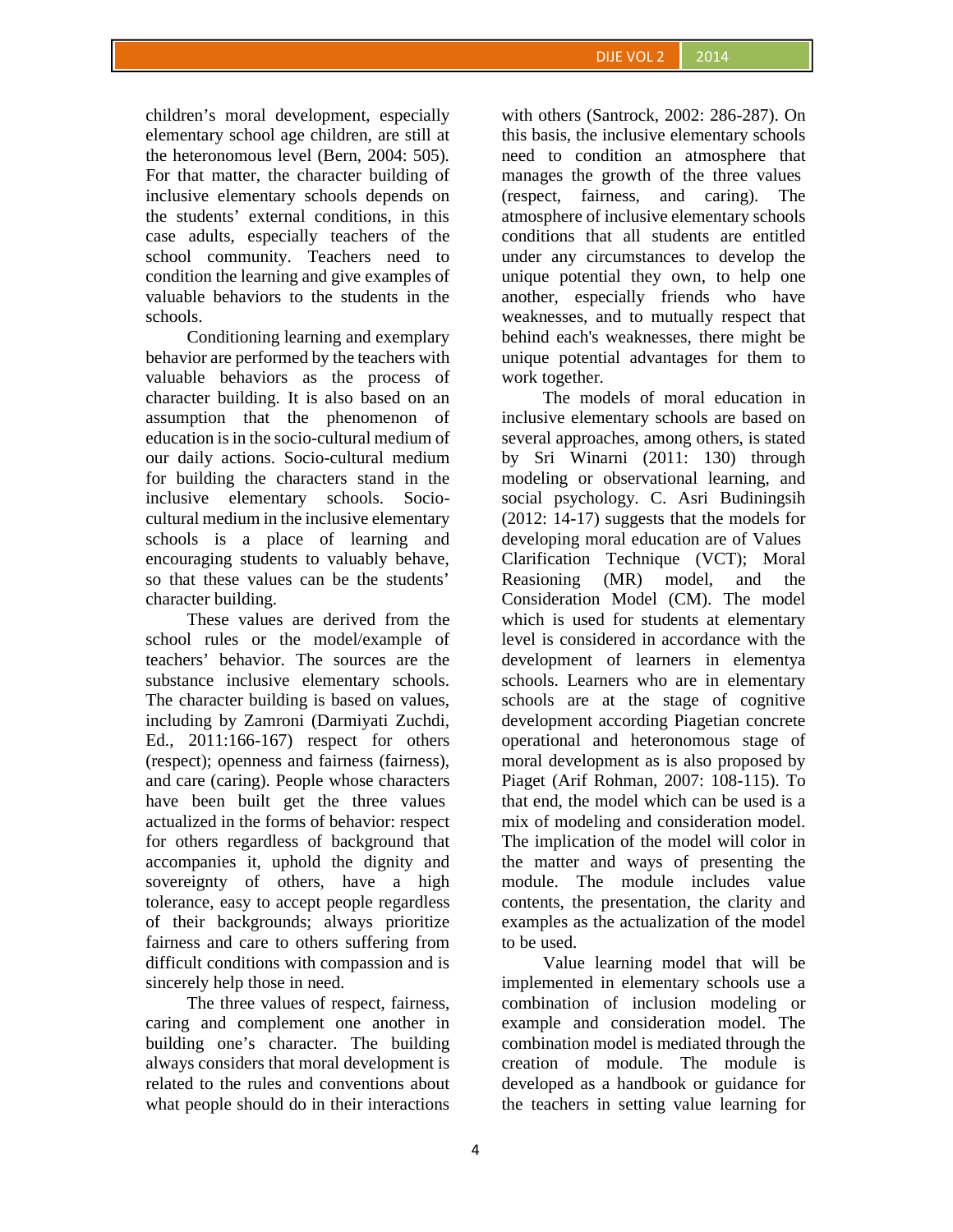children's moral development, especially elementary school age children, are still at the heteronomous level (Bern, 2004: 505). For that matter, the character building of inclusive elementary schools depends on the students' external conditions, in this case adults, especially teachers of the school community. Teachers need to condition the learning and give examples of valuable behaviors to the students in the schools.

Conditioning learning and exemplary behavior are performed by the teachers with valuable behaviors as the process of character building. It is also based on an assumption that the phenomenon of education is in the socio-cultural medium of our daily actions. Socio-cultural medium for building the characters stand in the inclusive elementary schools. Socio-cultural medium in the inclusive elementary schools is a place of learning and encouraging students to valuably behave, so that these values can be the students' character building.

These values are derived from the school rules or the model/example of teachers' behavior. The sources are the substance inclusive elementary schools. The character building is based on values, including by Zamroni (Darmiyati Zuchdi, Ed., 2011:166-167) respect for others (respect); openness and fairness (fairness), and care (caring). People whose characters have been built get the three values actualized in the forms of behavior: respect for others regardless of background that accompanies it, uphold the dignity and sovereignty of others, have a high tolerance, easy to accept people regardless of their backgrounds; always prioritize fairness and care to others suffering from difficult conditions with compassion and is sincerely help those in need.

The three values of respect, fairness, caring and complement one another in building one's character. The building always considers that moral development is related to the rules and conventions about what people should do in their interactions with others (Santrock, 2002: 286-287). On this basis, the inclusive elementary schools need to condition an atmosphere that manages the growth of the three values (respect, fairness, and caring). The atmosphere of inclusive elementary schools conditions that all students are entitled under any circumstances to develop the unique potential they own, to help one another, especially friends who have weaknesses, and to mutually respect that behind each's weaknesses, there might be unique potential advantages for them to work together.

The models of moral education in inclusive elementary schools are based on several approaches, among others, is stated by Sri Winarni (2011: 130) through modeling or observational learning, and social psychology. C. Asri Budiningsih (2012: 14-17) suggests that the models for developing moral education are of Values Clarification Technique (VCT); Moral Reasioning (MR) model, and the Consideration Model (CM). The model which is used for students at elementary level is considered in accordance with the development of learners in elementya schools. Learners who are in elementary schools are at the stage of cognitive development according Piagetian concrete operational and heteronomous stage of moral development as is also proposed by Piaget (Arif Rohman, 2007: 108-115). To that end, the model which can be used is a mix of modeling and consideration model. The implication of the model will color in the matter and ways of presenting the module. The module includes value contents, the presentation, the clarity and examples as the actualization of the model to be used.

Value learning model that will be implemented in elementary schools use a combination of inclusion modeling or example and consideration model. The combination model is mediated through the creation of module. The module is developed as a handbook or guidance for the teachers in setting value learning for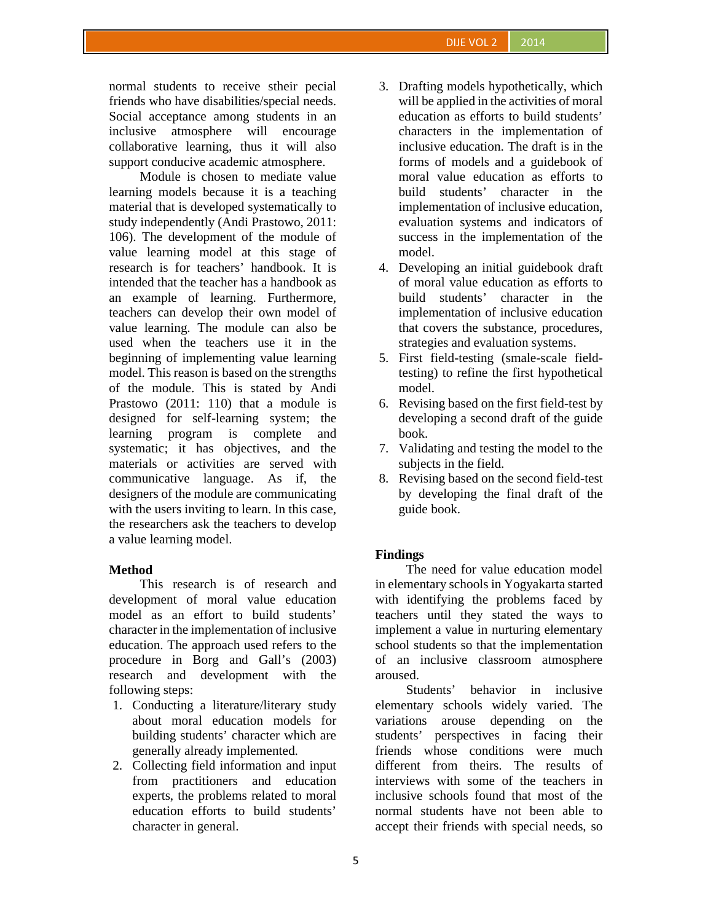normal students to receive stheir pecial friends who have disabilities/special needs. Social acceptance among students in an inclusive atmosphere will encourage collaborative learning, thus it will also support conducive academic atmosphere.

Module is chosen to mediate value learning models because it is a teaching material that is developed systematically to study independently (Andi Prastowo, 2011: 106). The development of the module of value learning model at this stage of research is for teachers' handbook. It is intended that the teacher has a handbook as an example of learning. Furthermore, teachers can develop their own model of value learning. The module can also be used when the teachers use it in the beginning of implementing value learning model. This reason is based on the strengths of the module. This is stated by Andi Prastowo (2011: 110) that a module is designed for self-learning system; the learning program is complete and systematic; it has objectives, and the materials or activities are served with communicative language. As if, the designers of the module are communicating with the users inviting to learn. In this case, the researchers ask the teachers to develop a value learning model.

**Method**

This research is of research and development of moral value education model as an effort to build students' character in the implementation of inclusive education. The approach used refers to the procedure in Borg and Gall's (2003) research and development with the following steps:

1. Conducting a literature/literary study about moral education models for building students' character which are generally already implemented.
2. Collecting field information and input from practitioners and education experts, the problems related to moral education efforts to build students' character in general.
3. Drafting models hypothetically, which will be applied in the activities of moral education as efforts to build students' characters in the implementation of inclusive education. The draft is in the forms of models and a guidebook of moral value education as efforts to build students' character in the implementation of inclusive education, evaluation systems and indicators of success in the implementation of the model.
4. Developing an initial guidebook draft of moral value education as efforts to build students' character in the implementation of inclusive education that covers the substance, procedures, strategies and evaluation systems.
5. First field-testing (smale-scale field-testing) to refine the first hypothetical model.
6. Revising based on the first field-test by developing a second draft of the guide book.
7. Validating and testing the model to the subjects in the field.
8. Revising based on the second field-test by developing the final draft of the guide book.

**Findings**

The need for value education model in elementary schools in Yogyakarta started with identifying the problems faced by teachers until they stated the ways to implement a value in nurturing elementary school students so that the implementation of an inclusive classroom atmosphere aroused.

Students' behavior in inclusive elementary schools widely varied. The variations arouse depending on the students' perspectives in facing their friends whose conditions were much different from theirs. The results of interviews with some of the teachers in inclusive schools found that most of the normal students have not been able to accept their friends with special needs, so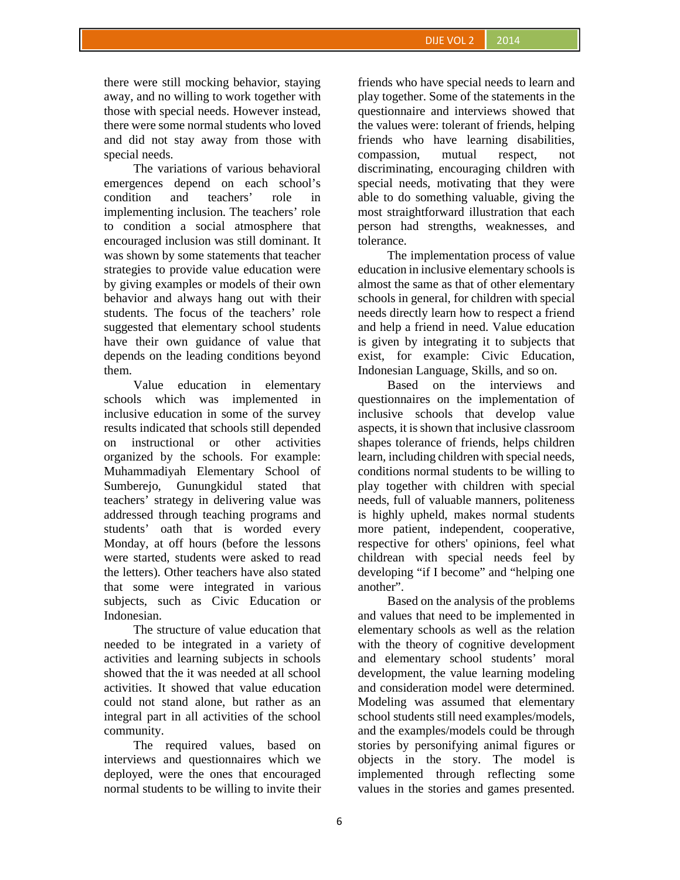there were still mocking behavior, staying away, and no willing to work together with those with special needs. However instead, there were some normal students who loved and did not stay away from those with special needs.

The variations of various behavioral emergences depend on each school's condition and teachers' role in implementing inclusion. The teachers' role to condition a social atmosphere that encouraged inclusion was still dominant. It was shown by some statements that teacher strategies to provide value education were by giving examples or models of their own behavior and always hang out with their students. The focus of the teachers' role suggested that elementary school students have their own guidance of value that depends on the leading conditions beyond them.

Value education in elementary schools which was implemented in inclusive education in some of the survey results indicated that schools still depended on instructional or other activities organized by the schools. For example: Muhammadiyah Elementary School of Sumberejo, Gunungkidul stated that teachers' strategy in delivering value was addressed through teaching programs and students' oath that is worded every Monday, at off hours (before the lessons were started, students were asked to read the letters). Other teachers have also stated that some were integrated in various subjects, such as Civic Education or Indonesian.

The structure of value education that needed to be integrated in a variety of activities and learning subjects in schools showed that the it was needed at all school activities. It showed that value education could not stand alone, but rather as an integral part in all activities of the school community.

The required values, based on interviews and questionnaires which we deployed, were the ones that encouraged normal students to be willing to invite their friends who have special needs to learn and play together. Some of the statements in the questionnaire and interviews showed that the values were: tolerant of friends, helping friends who have learning disabilities, compassion, mutual respect, not discriminating, encouraging children with special needs, motivating that they were able to do something valuable, giving the most straightforward illustration that each person had strengths, weaknesses, and tolerance.

The implementation process of value education in inclusive elementary schools is almost the same as that of other elementary schools in general, for children with special needs directly learn how to respect a friend and help a friend in need. Value education is given by integrating it to subjects that exist, for example: Civic Education, Indonesian Language, Skills, and so on.

Based on the interviews and questionnaires on the implementation of inclusive schools that develop value aspects, it is shown that inclusive classroom shapes tolerance of friends, helps children learn, including children with special needs, conditions normal students to be willing to play together with children with special needs, full of valuable manners, politeness is highly upheld, makes normal students more patient, independent, cooperative, respective for others' opinions, feel what childrean with special needs feel by developing "if I become" and "helping one another".

Based on the analysis of the problems and values that need to be implemented in elementary schools as well as the relation with the theory of cognitive development and elementary school students' moral development, the value learning modeling and consideration model were determined. Modeling was assumed that elementary school students still need examples/models, and the examples/models could be through stories by personifying animal figures or objects in the story. The model is implemented through reflecting some values in the stories and games presented.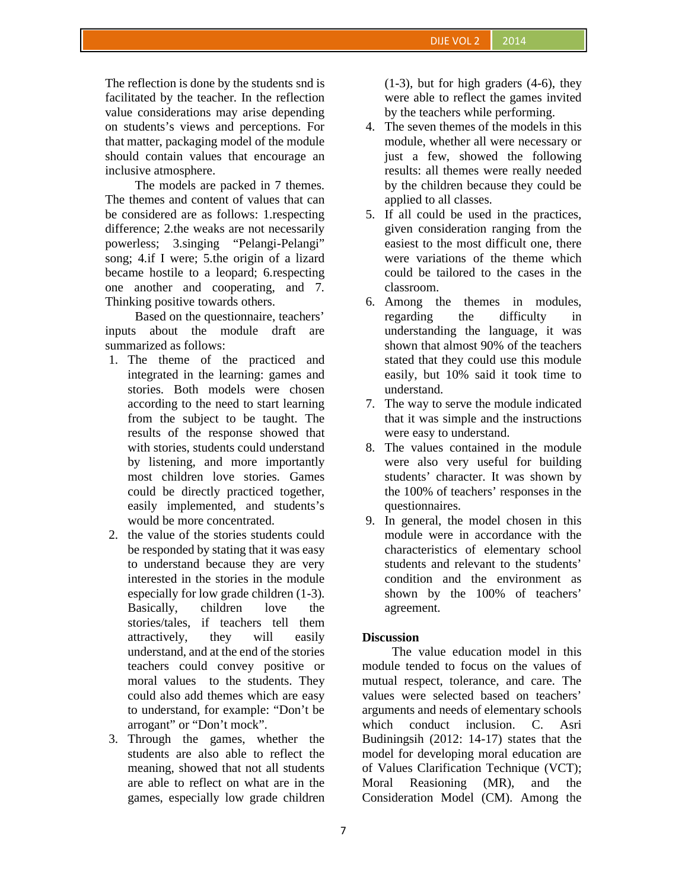The reflection is done by the students snd is facilitated by the teacher. In the reflection value considerations may arise depending on students's views and perceptions. For that matter, packaging model of the module should contain values that encourage an inclusive atmosphere.

The models are packed in 7 themes. The themes and content of values that can be considered are as follows: 1.respecting difference; 2.the weaks are not necessarily powerless; 3.singing "Pelangi-Pelangi" song; 4.if I were; 5.the origin of a lizard became hostile to a leopard; 6.respecting one another and cooperating, and 7. Thinking positive towards others.

Based on the questionnaire, teachers' inputs about the module draft are summarized as follows:

1. The theme of the practiced and integrated in the learning: games and stories. Both models were chosen according to the need to start learning from the subject to be taught. The results of the response showed that with stories, students could understand by listening, and more importantly most children love stories. Games could be directly practiced together, easily implemented, and students's would be more concentrated.
2. the value of the stories students could be responded by stating that it was easy to understand because they are very interested in the stories in the module especially for low grade children (1-3). Basically, children love the stories/tales, if teachers tell them attractively, they will easily understand, and at the end of the stories teachers could convey positive or moral values to the students. They could also add themes which are easy to understand, for example: "Don't be arrogant" or "Don't mock".
3. Through the games, whether the students are also able to reflect the meaning, showed that not all students are able to reflect on what are in the games, especially low grade children (1-3), but for high graders (4-6), they were able to reflect the games invited by the teachers while performing.
4. The seven themes of the models in this module, whether all were necessary or just a few, showed the following results: all themes were really needed by the children because they could be applied to all classes.
5. If all could be used in the practices, given consideration ranging from the easiest to the most difficult one, there were variations of the theme which could be tailored to the cases in the classroom.
6. Among the themes in modules, regarding the difficulty in understanding the language, it was shown that almost 90% of the teachers stated that they could use this module easily, but 10% said it took time to understand.
7. The way to serve the module indicated that it was simple and the instructions were easy to understand.
8. The values contained in the module were also very useful for building students' character. It was shown by the 100% of teachers' responses in the questionnaires.
9. In general, the model chosen in this module were in accordance with the characteristics of elementary school students and relevant to the students' condition and the environment as shown by the 100% of teachers' agreement.

**Discussion**

The value education model in this module tended to focus on the values of mutual respect, tolerance, and care. The values were selected based on teachers' arguments and needs of elementary schools which conduct inclusion. C. Asri Budiningsih (2012: 14-17) states that the model for developing moral education are of Values Clarification Technique (VCT); Moral Reasioning (MR), and the Consideration Model (CM). Among the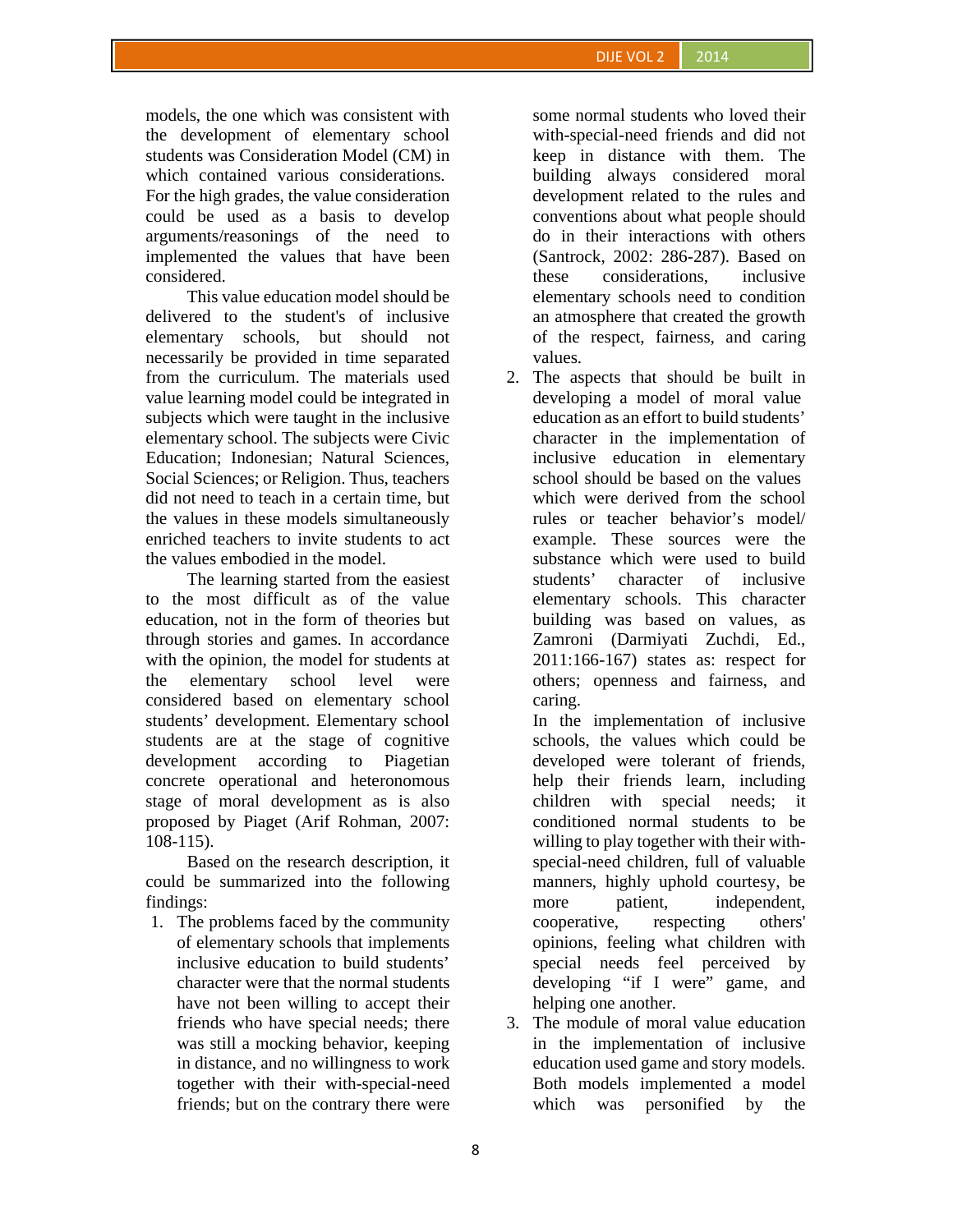models, the one which was consistent with the development of elementary school students was Consideration Model (CM) in which contained various considerations. For the high grades, the value consideration could be used as a basis to develop arguments/reasonings of the need to implemented the values that have been considered.

This value education model should be delivered to the student's of inclusive elementary schools, but should not necessarily be provided in time separated from the curriculum. The materials used value learning model could be integrated in subjects which were taught in the inclusive elementary school. The subjects were Civic Education; Indonesian; Natural Sciences, Social Sciences; or Religion. Thus, teachers did not need to teach in a certain time, but the values in these models simultaneously enriched teachers to invite students to act the values embodied in the model.

The learning started from the easiest to the most difficult as of the value education, not in the form of theories but through stories and games. In accordance with the opinion, the model for students at the elementary school level were considered based on elementary school students' development. Elementary school students are at the stage of cognitive development according to Piagetian concrete operational and heteronomous stage of moral development as is also proposed by Piaget (Arif Rohman, 2007: 108-115).

Based on the research description, it could be summarized into the following findings:

1. The problems faced by the community of elementary schools that implements inclusive education to build students' character were that the normal students have not been willing to accept their friends who have special needs; there was still a mocking behavior, keeping in distance, and no willingness to work together with their with-special-need friends; but on the contrary there were some normal students who loved their with-special-need friends and did not keep in distance with them. The building always considered moral development related to the rules and conventions about what people should do in their interactions with others (Santrock, 2002: 286-287). Based on these considerations, inclusive elementary schools need to condition an atmosphere that created the growth of the respect, fairness, and caring values.
2. The aspects that should be built in developing a model of moral value education as an effort to build students' character in the implementation of inclusive education in elementary school should be based on the values which were derived from the school rules or teacher behavior's model/ example. These sources were the substance which were used to build students' character of inclusive elementary schools. This character building was based on values, as Zamroni (Darmiyati Zuchdi, Ed., 2011:166-167) states as: respect for others; openness and fairness, and caring.

   In the implementation of inclusive schools, the values which could be developed were tolerant of friends, help their friends learn, including children with special needs; it conditioned normal students to be willing to play together with their with-special-need children, full of valuable manners, highly uphold courtesy, be more patient, independent, cooperative, respecting others' opinions, feeling what children with special needs feel perceived by developing "if I were" game, and helping one another.
3. The module of moral value education in the implementation of inclusive education used game and story models. Both models implemented a model which was personified by the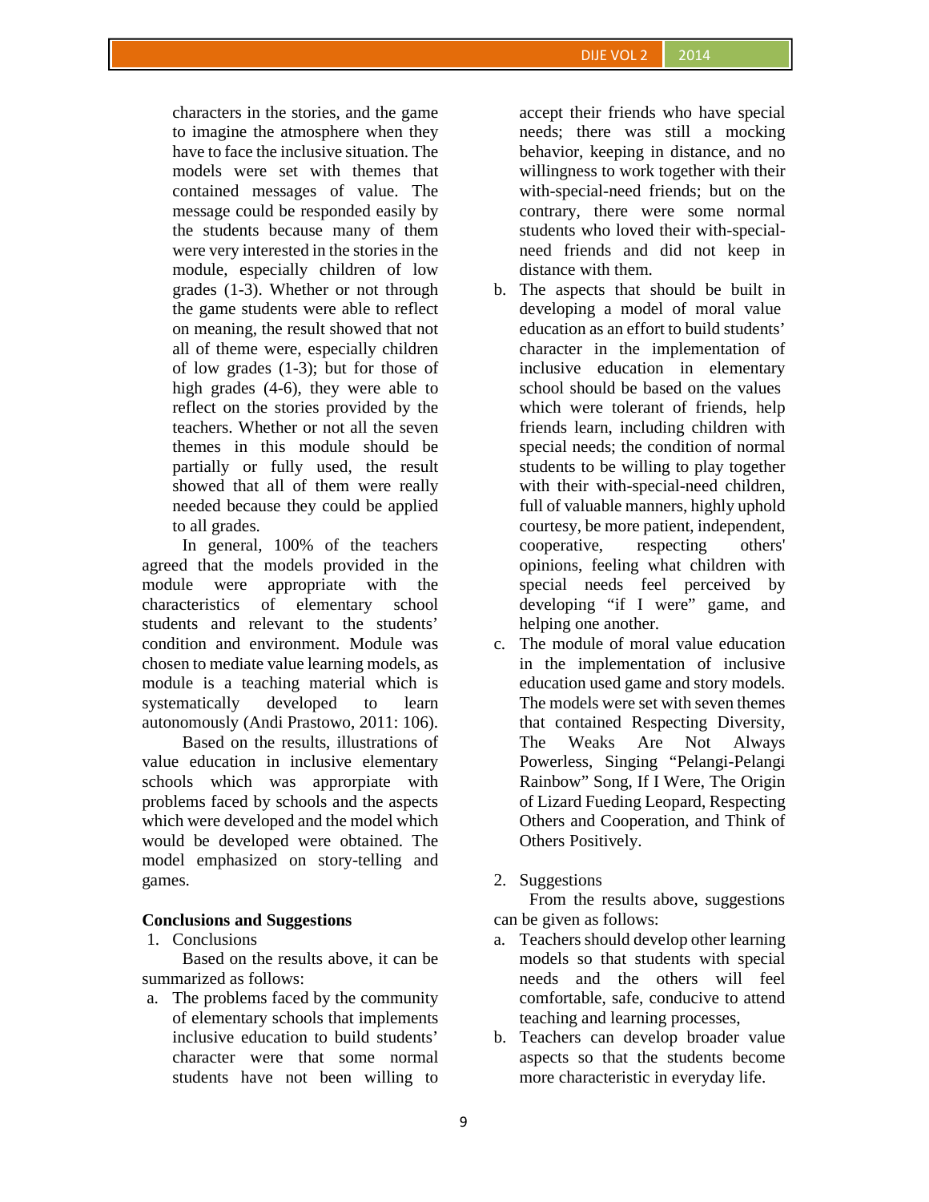characters in the stories, and the game to imagine the atmosphere when they have to face the inclusive situation. The models were set with themes that contained messages of value. The message could be responded easily by the students because many of them were very interested in the stories in the module, especially children of low grades (1-3). Whether or not through the game students were able to reflect on meaning, the result showed that not all of theme were, especially children of low grades (1-3); but for those of high grades (4-6), they were able to reflect on the stories provided by the teachers. Whether or not all the seven themes in this module should be partially or fully used, the result showed that all of them were really needed because they could be applied to all grades.

In general, 100% of the teachers agreed that the models provided in the module were appropriate with the characteristics of elementary school students and relevant to the students' condition and environment. Module was chosen to mediate value learning models, as module is a teaching material which is systematically developed to learn autonomously (Andi Prastowo, 2011: 106).

Based on the results, illustrations of value education in inclusive elementary schools which was approrpiate with problems faced by schools and the aspects which were developed and the model which would be developed were obtained. The model emphasized on story-telling and games.

## Conclusions and Suggestions

1. Conclusions

Based on the results above, it can be summarized as follows:

a. The problems faced by the community of elementary schools that implements inclusive education to build students' character were that some normal students have not been willing to accept their friends who have special needs; there was still a mocking behavior, keeping in distance, and no willingness to work together with their with-special-need friends; but on the contrary, there were some normal students who loved their with-special-need friends and did not keep in distance with them.
b. The aspects that should be built in developing a model of moral value education as an effort to build students' character in the implementation of inclusive education in elementary school should be based on the values which were tolerant of friends, help friends learn, including children with special needs; the condition of normal students to be willing to play together with their with-special-need children, full of valuable manners, highly uphold courtesy, be more patient, independent, cooperative, respecting others' opinions, feeling what children with special needs feel perceived by developing "if I were" game, and helping one another.
c. The module of moral value education in the implementation of inclusive education used game and story models. The models were set with seven themes that contained Respecting Diversity, The Weaks Are Not Always Powerless, Singing "Pelangi-Pelangi Rainbow" Song, If I Were, The Origin of Lizard Fueding Leopard, Respecting Others and Cooperation, and Think of Others Positively.

2. Suggestions

From the results above, suggestions can be given as follows:

a. Teachers should develop other learning models so that students with special needs and the others will feel comfortable, safe, conducive to attend teaching and learning processes,
b. Teachers can develop broader value aspects so that the students become more characteristic in everyday life.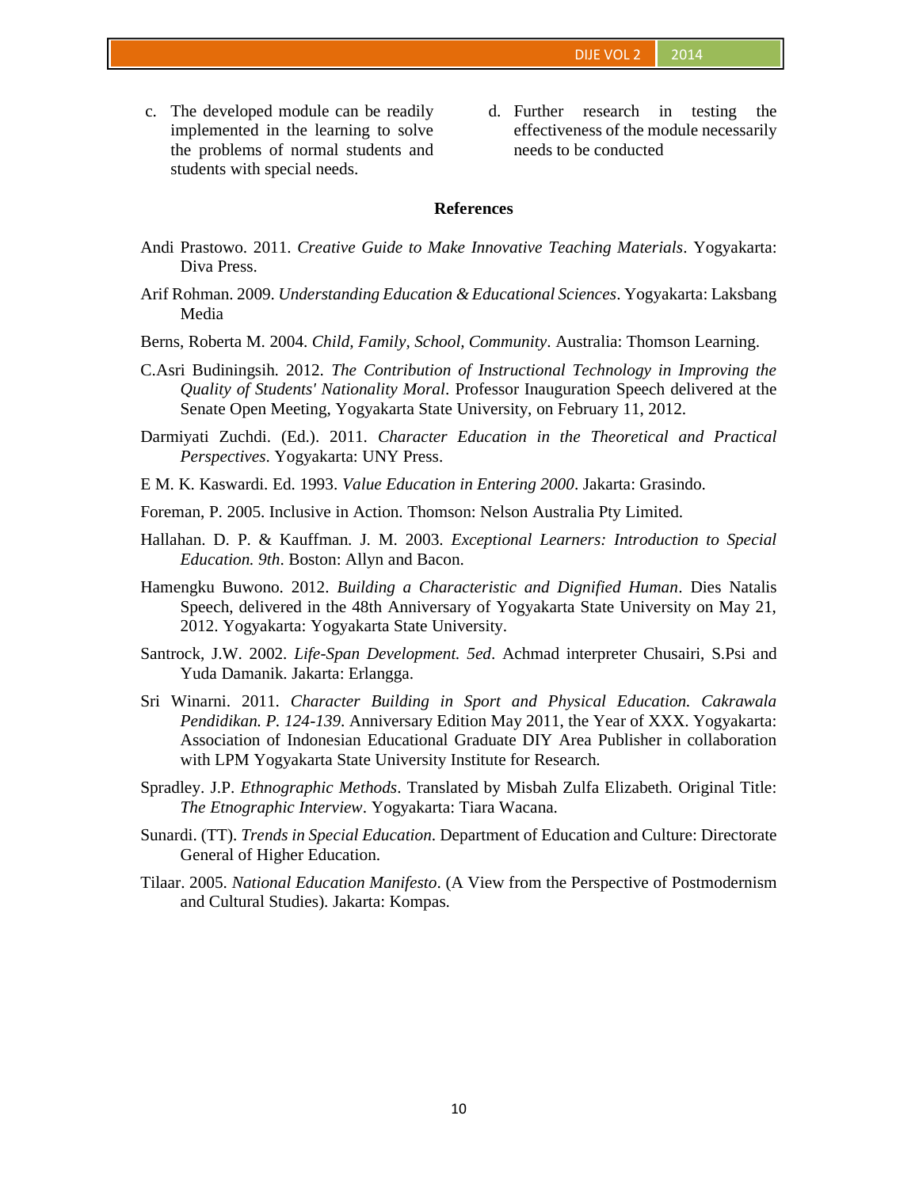c. The developed module can be readily implemented in the learning to solve the problems of normal students and students with special needs.

d. Further research in testing the effectiveness of the module necessarily needs to be conducted

## References

Andi Prastowo. 2011. *Creative Guide to Make Innovative Teaching Materials*. Yogyakarta: Diva Press.

Arif Rohman. 2009. *Understanding Education & Educational Sciences*. Yogyakarta: Laksbang Media

Berns, Roberta M. 2004. *Child, Family, School, Community*. Australia: Thomson Learning.

C.Asri Budiningsih. 2012. *The Contribution of Instructional Technology in Improving the Quality of Students' Nationality Moral*. Professor Inauguration Speech delivered at the Senate Open Meeting, Yogyakarta State University, on February 11, 2012.

Darmiyati Zuchdi. (Ed.). 2011. *Character Education in the Theoretical and Practical Perspectives*. Yogyakarta: UNY Press.

E M. K. Kaswardi. Ed. 1993. *Value Education in Entering 2000*. Jakarta: Grasindo.

Foreman, P. 2005. Inclusive in Action. Thomson: Nelson Australia Pty Limited.

Hallahan. D. P. & Kauffman. J. M. 2003. *Exceptional Learners: Introduction to Special Education. 9th*. Boston: Allyn and Bacon.

Hamengku Buwono. 2012. *Building a Characteristic and Dignified Human*. Dies Natalis Speech, delivered in the 48th Anniversary of Yogyakarta State University on May 21, 2012. Yogyakarta: Yogyakarta State University.

Santrock, J.W. 2002. *Life-Span Development. 5ed*. Achmad interpreter Chusairi, S.Psi and Yuda Damanik. Jakarta: Erlangga.

Sri Winarni. 2011. *Character Building in Sport and Physical Education. Cakrawala Pendidikan. P. 124-139*. Anniversary Edition May 2011, the Year of XXX. Yogyakarta: Association of Indonesian Educational Graduate DIY Area Publisher in collaboration with LPM Yogyakarta State University Institute for Research.

Spradley. J.P. *Ethnographic Methods*. Translated by Misbah Zulfa Elizabeth. Original Title: *The Etnographic Interview*. Yogyakarta: Tiara Wacana.

Sunardi. (TT). *Trends in Special Education*. Department of Education and Culture: Directorate General of Higher Education.

Tilaar. 2005. *National Education Manifesto*. (A View from the Perspective of Postmodernism and Cultural Studies). Jakarta: Kompas.